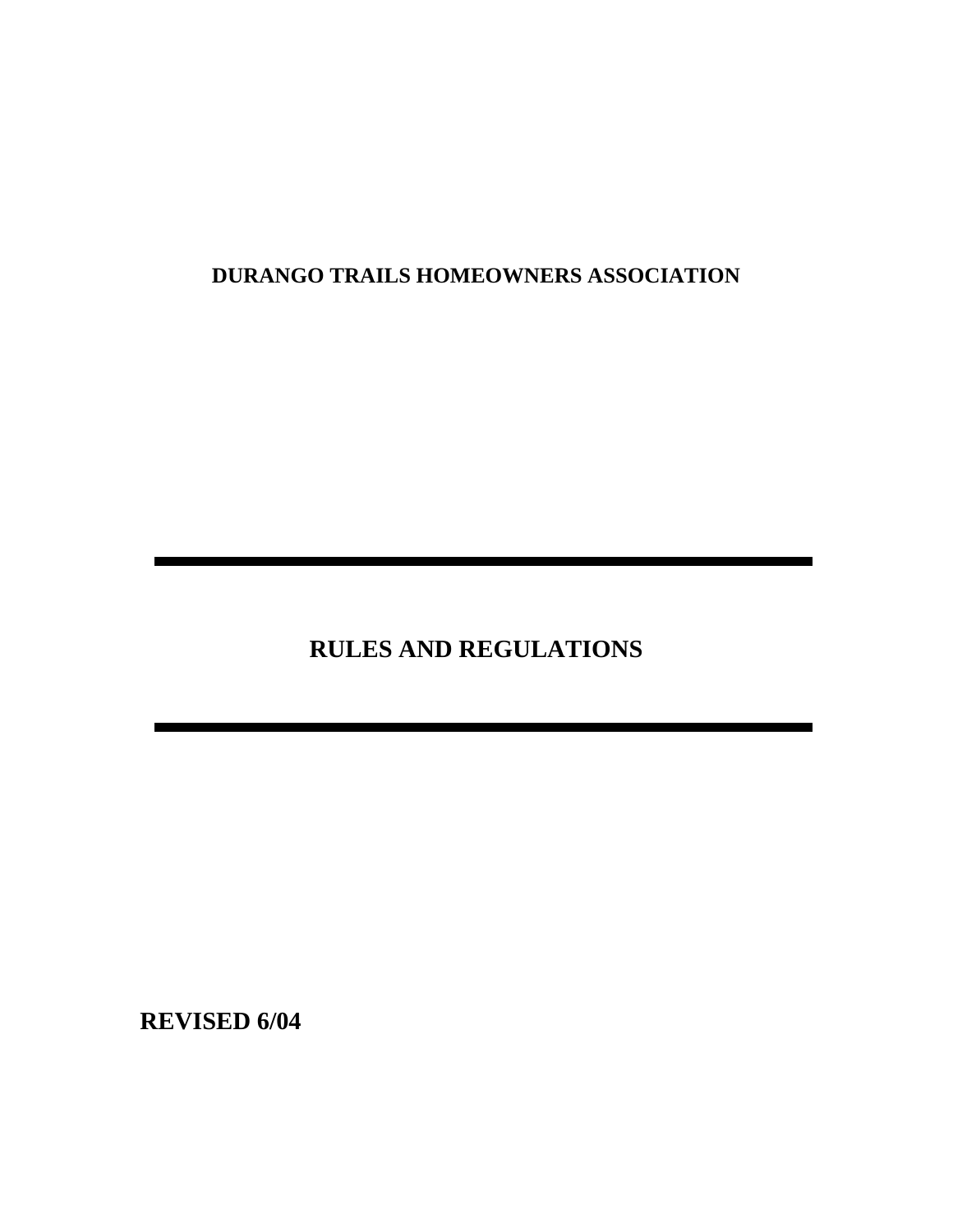**DURANGO TRAILS HOMEOWNERS ASSOCIATION**

---

# RULES AND REGULATIONS

---

**REVISED 6/04**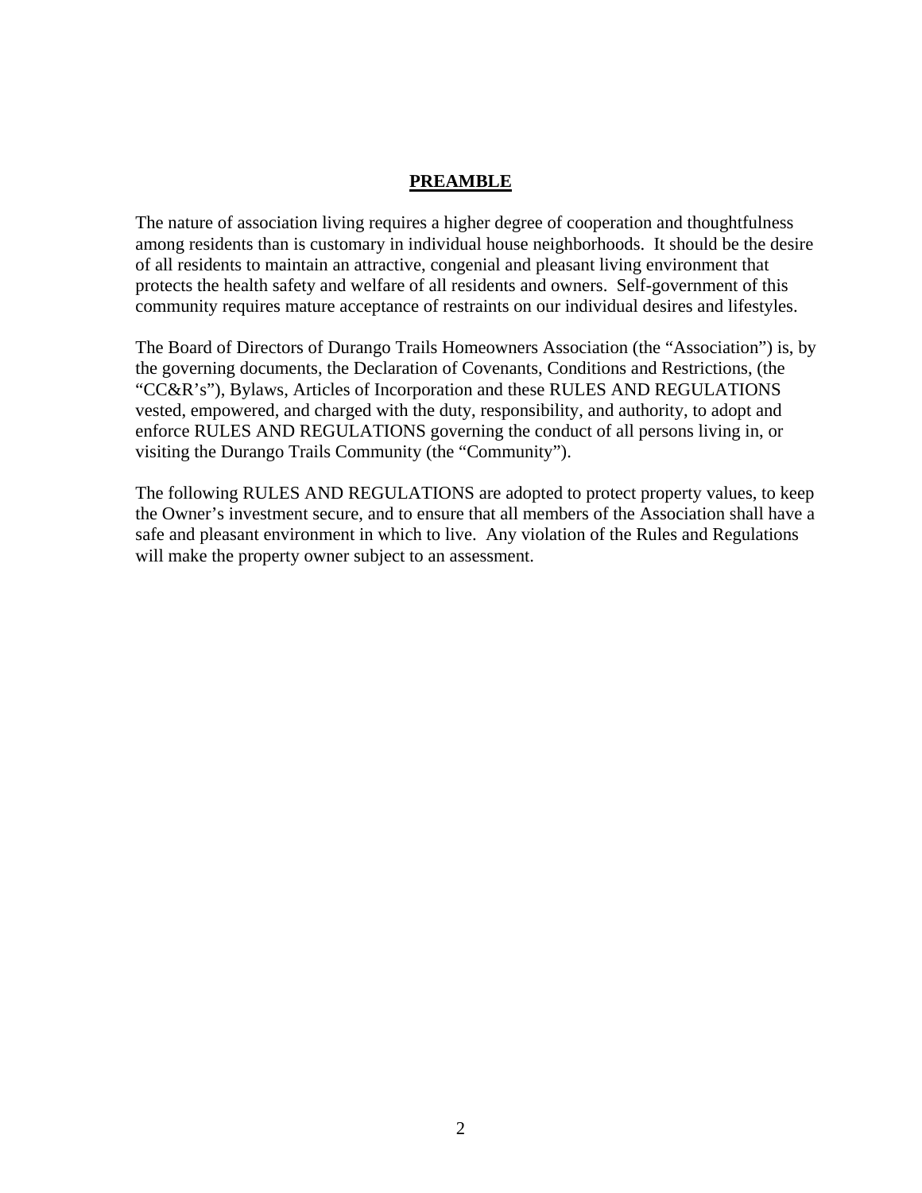## PREAMBLE

The nature of association living requires a higher degree of cooperation and thoughtfulness among residents than is customary in individual house neighborhoods. It should be the desire of all residents to maintain an attractive, congenial and pleasant living environment that protects the health safety and welfare of all residents and owners. Self-government of this community requires mature acceptance of restraints on our individual desires and lifestyles.

The Board of Directors of Durango Trails Homeowners Association (the "Association") is, by the governing documents, the Declaration of Covenants, Conditions and Restrictions, (the "CC&R's"), Bylaws, Articles of Incorporation and these RULES AND REGULATIONS vested, empowered, and charged with the duty, responsibility, and authority, to adopt and enforce RULES AND REGULATIONS governing the conduct of all persons living in, or visiting the Durango Trails Community (the "Community").

The following RULES AND REGULATIONS are adopted to protect property values, to keep the Owner's investment secure, and to ensure that all members of the Association shall have a safe and pleasant environment in which to live. Any violation of the Rules and Regulations will make the property owner subject to an assessment.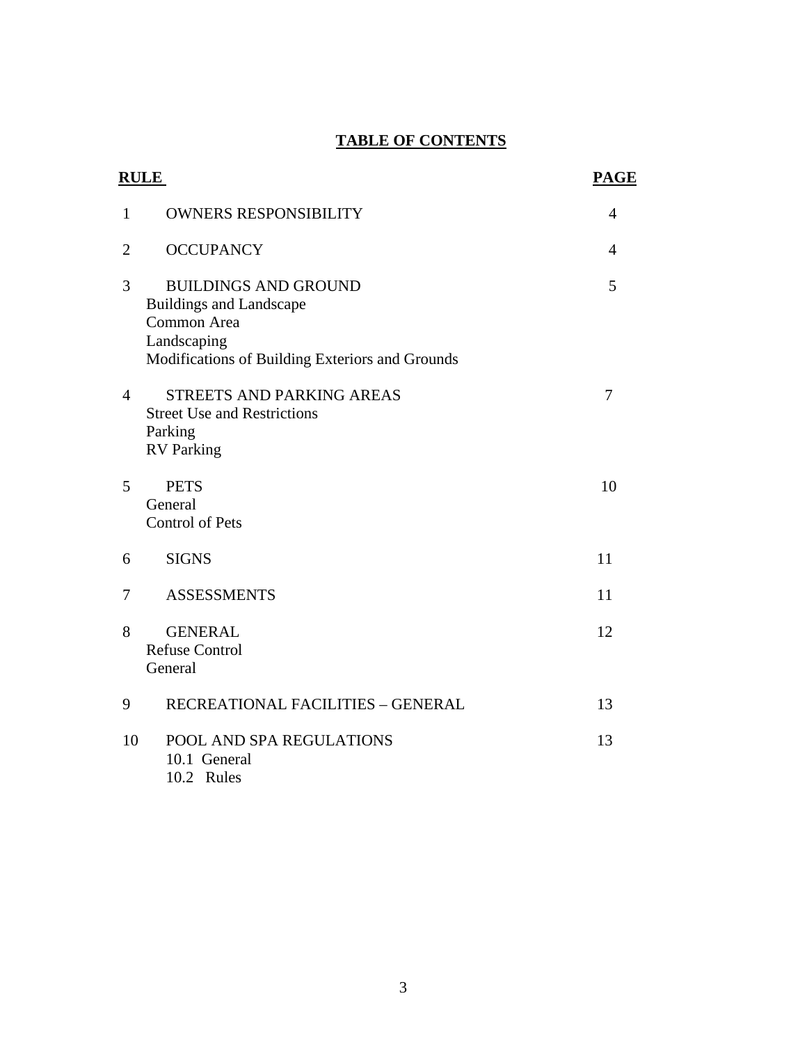# TABLE OF CONTENTS

| RULE | | PAGE |
|---|---|---|
| 1 | OWNERS RESPONSIBILITY | 4 |
| 2 | OCCUPANCY | 4 |
| 3 | BUILDINGS AND GROUND<br>Buildings and Landscape<br>Common Area<br>Landscaping<br>Modifications of Building Exteriors and Grounds | 5 |
| 4 | STREETS AND PARKING AREAS<br>Street Use and Restrictions<br>Parking<br>RV Parking | 7 |
| 5 | PETS<br>General<br>Control of Pets | 10 |
| 6 | SIGNS | 11 |
| 7 | ASSESSMENTS | 11 |
| 8 | GENERAL<br>Refuse Control<br>General | 12 |
| 9 | RECREATIONAL FACILITIES – GENERAL | 13 |
| 10 | POOL AND SPA REGULATIONS<br>10.1 General<br>10.2 Rules | 13 |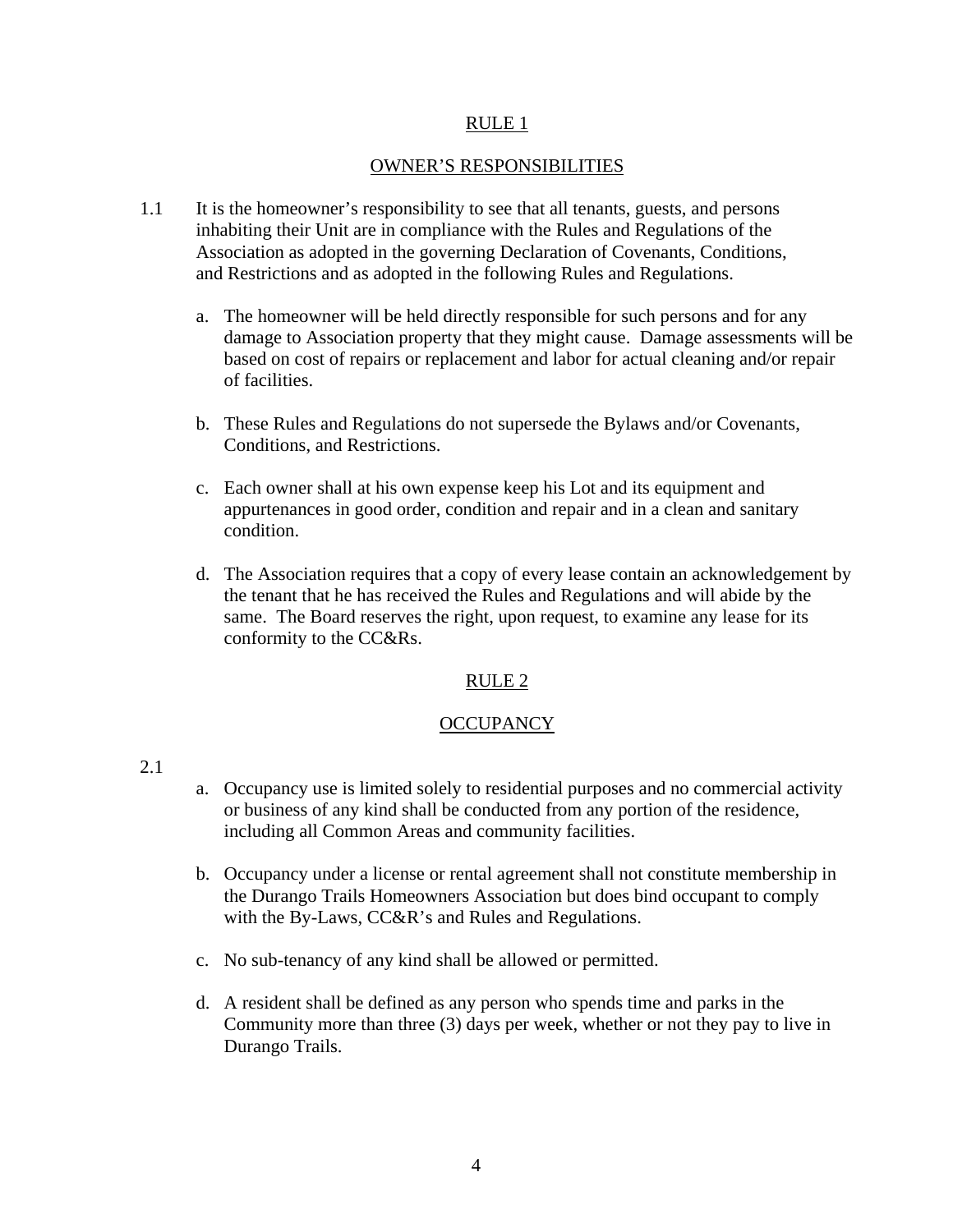## RULE 1

## OWNER'S RESPONSIBILITIES

1.1 It is the homeowner's responsibility to see that all tenants, guests, and persons inhabiting their Unit are in compliance with the Rules and Regulations of the Association as adopted in the governing Declaration of Covenants, Conditions, and Restrictions and as adopted in the following Rules and Regulations.

   a. The homeowner will be held directly responsible for such persons and for any damage to Association property that they might cause. Damage assessments will be based on cost of repairs or replacement and labor for actual cleaning and/or repair of facilities.

   b. These Rules and Regulations do not supersede the Bylaws and/or Covenants, Conditions, and Restrictions.

   c. Each owner shall at his own expense keep his Lot and its equipment and appurtenances in good order, condition and repair and in a clean and sanitary condition.

   d. The Association requires that a copy of every lease contain an acknowledgement by the tenant that he has received the Rules and Regulations and will abide by the same. The Board reserves the right, upon request, to examine any lease for its conformity to the CC&Rs.

## RULE 2

## OCCUPANCY

2.1

   a. Occupancy use is limited solely to residential purposes and no commercial activity or business of any kind shall be conducted from any portion of the residence, including all Common Areas and community facilities.

   b. Occupancy under a license or rental agreement shall not constitute membership in the Durango Trails Homeowners Association but does bind occupant to comply with the By-Laws, CC&R's and Rules and Regulations.

   c. No sub-tenancy of any kind shall be allowed or permitted.

   d. A resident shall be defined as any person who spends time and parks in the Community more than three (3) days per week, whether or not they pay to live in Durango Trails.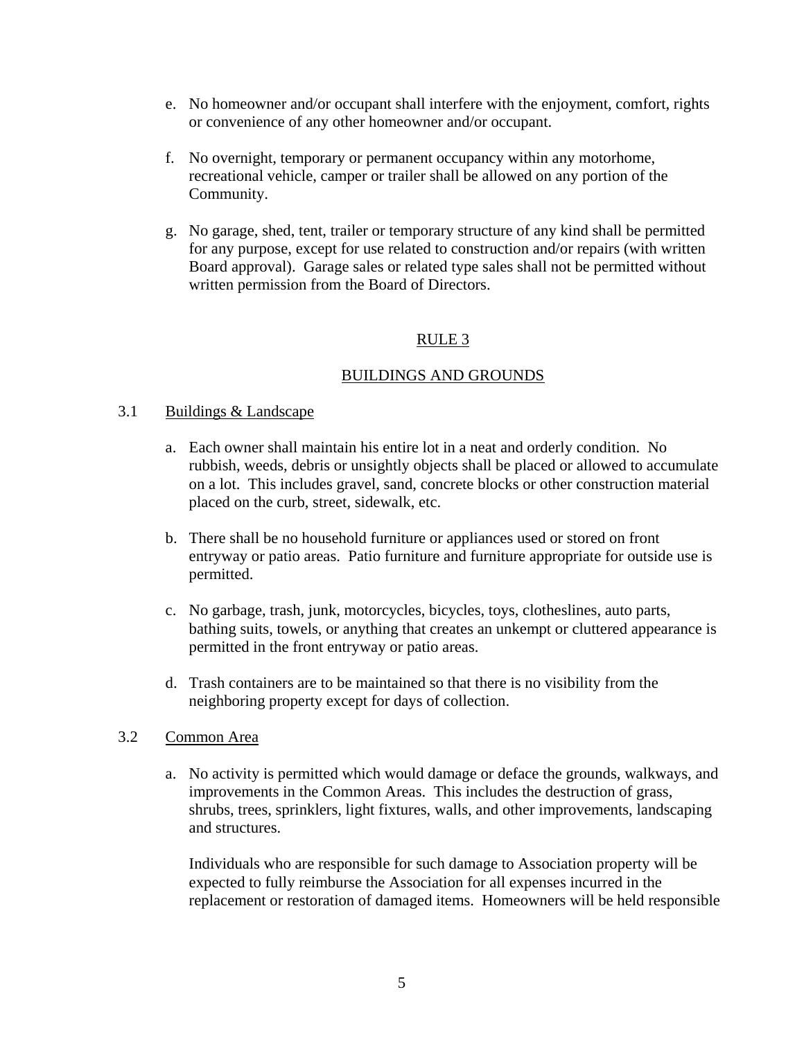e. No homeowner and/or occupant shall interfere with the enjoyment, comfort, rights or convenience of any other homeowner and/or occupant.

f. No overnight, temporary or permanent occupancy within any motorhome, recreational vehicle, camper or trailer shall be allowed on any portion of the Community.

g. No garage, shed, tent, trailer or temporary structure of any kind shall be permitted for any purpose, except for use related to construction and/or repairs (with written Board approval). Garage sales or related type sales shall not be permitted without written permission from the Board of Directors.

## RULE 3

## BUILDINGS AND GROUNDS

### 3.1 Buildings & Landscape

a. Each owner shall maintain his entire lot in a neat and orderly condition. No rubbish, weeds, debris or unsightly objects shall be placed or allowed to accumulate on a lot. This includes gravel, sand, concrete blocks or other construction material placed on the curb, street, sidewalk, etc.

b. There shall be no household furniture or appliances used or stored on front entryway or patio areas. Patio furniture and furniture appropriate for outside use is permitted.

c. No garbage, trash, junk, motorcycles, bicycles, toys, clotheslines, auto parts, bathing suits, towels, or anything that creates an unkempt or cluttered appearance is permitted in the front entryway or patio areas.

d. Trash containers are to be maintained so that there is no visibility from the neighboring property except for days of collection.

### 3.2 Common Area

a. No activity is permitted which would damage or deface the grounds, walkways, and improvements in the Common Areas. This includes the destruction of grass, shrubs, trees, sprinklers, light fixtures, walls, and other improvements, landscaping and structures.

   Individuals who are responsible for such damage to Association property will be expected to fully reimburse the Association for all expenses incurred in the replacement or restoration of damaged items. Homeowners will be held responsible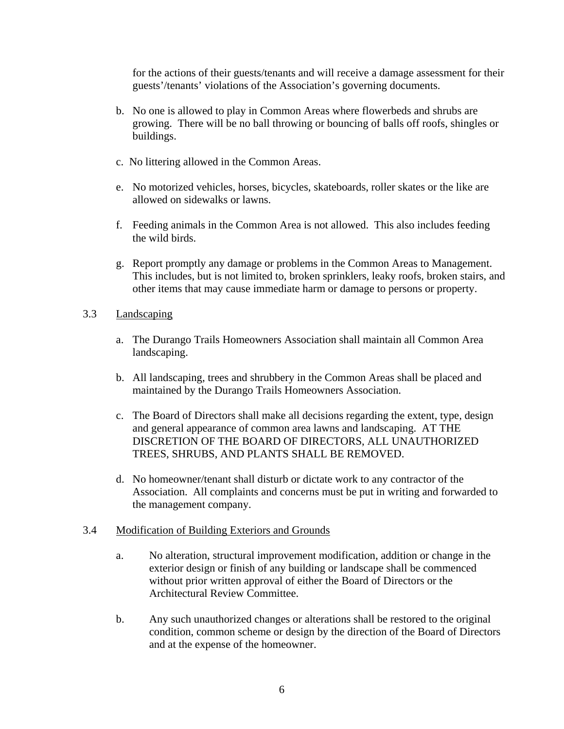for the actions of their guests/tenants and will receive a damage assessment for their guests'/tenants' violations of the Association's governing documents.

b. No one is allowed to play in Common Areas where flowerbeds and shrubs are growing. There will be no ball throwing or bouncing of balls off roofs, shingles or buildings.

c. No littering allowed in the Common Areas.

e. No motorized vehicles, horses, bicycles, skateboards, roller skates or the like are allowed on sidewalks or lawns.

f. Feeding animals in the Common Area is not allowed. This also includes feeding the wild birds.

g. Report promptly any damage or problems in the Common Areas to Management. This includes, but is not limited to, broken sprinklers, leaky roofs, broken stairs, and other items that may cause immediate harm or damage to persons or property.

3.3 Landscaping

a. The Durango Trails Homeowners Association shall maintain all Common Area landscaping.

b. All landscaping, trees and shrubbery in the Common Areas shall be placed and maintained by the Durango Trails Homeowners Association.

c. The Board of Directors shall make all decisions regarding the extent, type, design and general appearance of common area lawns and landscaping. AT THE DISCRETION OF THE BOARD OF DIRECTORS, ALL UNAUTHORIZED TREES, SHRUBS, AND PLANTS SHALL BE REMOVED.

d. No homeowner/tenant shall disturb or dictate work to any contractor of the Association. All complaints and concerns must be put in writing and forwarded to the management company.

3.4 Modification of Building Exteriors and Grounds

a. No alteration, structural improvement modification, addition or change in the exterior design or finish of any building or landscape shall be commenced without prior written approval of either the Board of Directors or the Architectural Review Committee.

b. Any such unauthorized changes or alterations shall be restored to the original condition, common scheme or design by the direction of the Board of Directors and at the expense of the homeowner.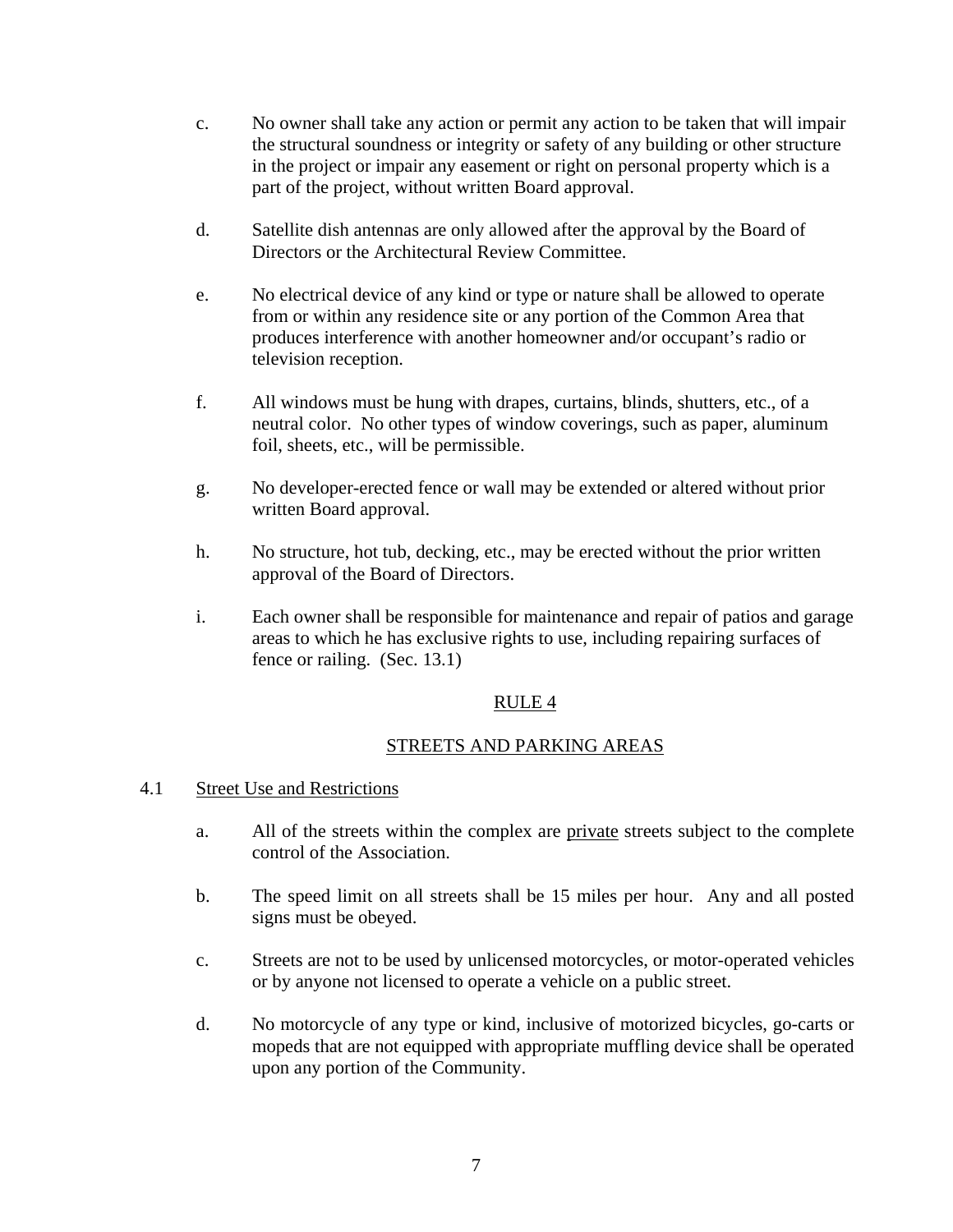c. No owner shall take any action or permit any action to be taken that will impair the structural soundness or integrity or safety of any building or other structure in the project or impair any easement or right on personal property which is a part of the project, without written Board approval.

d. Satellite dish antennas are only allowed after the approval by the Board of Directors or the Architectural Review Committee.

e. No electrical device of any kind or type or nature shall be allowed to operate from or within any residence site or any portion of the Common Area that produces interference with another homeowner and/or occupant's radio or television reception.

f. All windows must be hung with drapes, curtains, blinds, shutters, etc., of a neutral color. No other types of window coverings, such as paper, aluminum foil, sheets, etc., will be permissible.

g. No developer-erected fence or wall may be extended or altered without prior written Board approval.

h. No structure, hot tub, decking, etc., may be erected without the prior written approval of the Board of Directors.

i. Each owner shall be responsible for maintenance and repair of patios and garage areas to which he has exclusive rights to use, including repairing surfaces of fence or railing. (Sec. 13.1)

## RULE 4

## STREETS AND PARKING AREAS

### 4.1 Street Use and Restrictions

a. All of the streets within the complex are private streets subject to the complete control of the Association.

b. The speed limit on all streets shall be 15 miles per hour. Any and all posted signs must be obeyed.

c. Streets are not to be used by unlicensed motorcycles, or motor-operated vehicles or by anyone not licensed to operate a vehicle on a public street.

d. No motorcycle of any type or kind, inclusive of motorized bicycles, go-carts or mopeds that are not equipped with appropriate muffling device shall be operated upon any portion of the Community.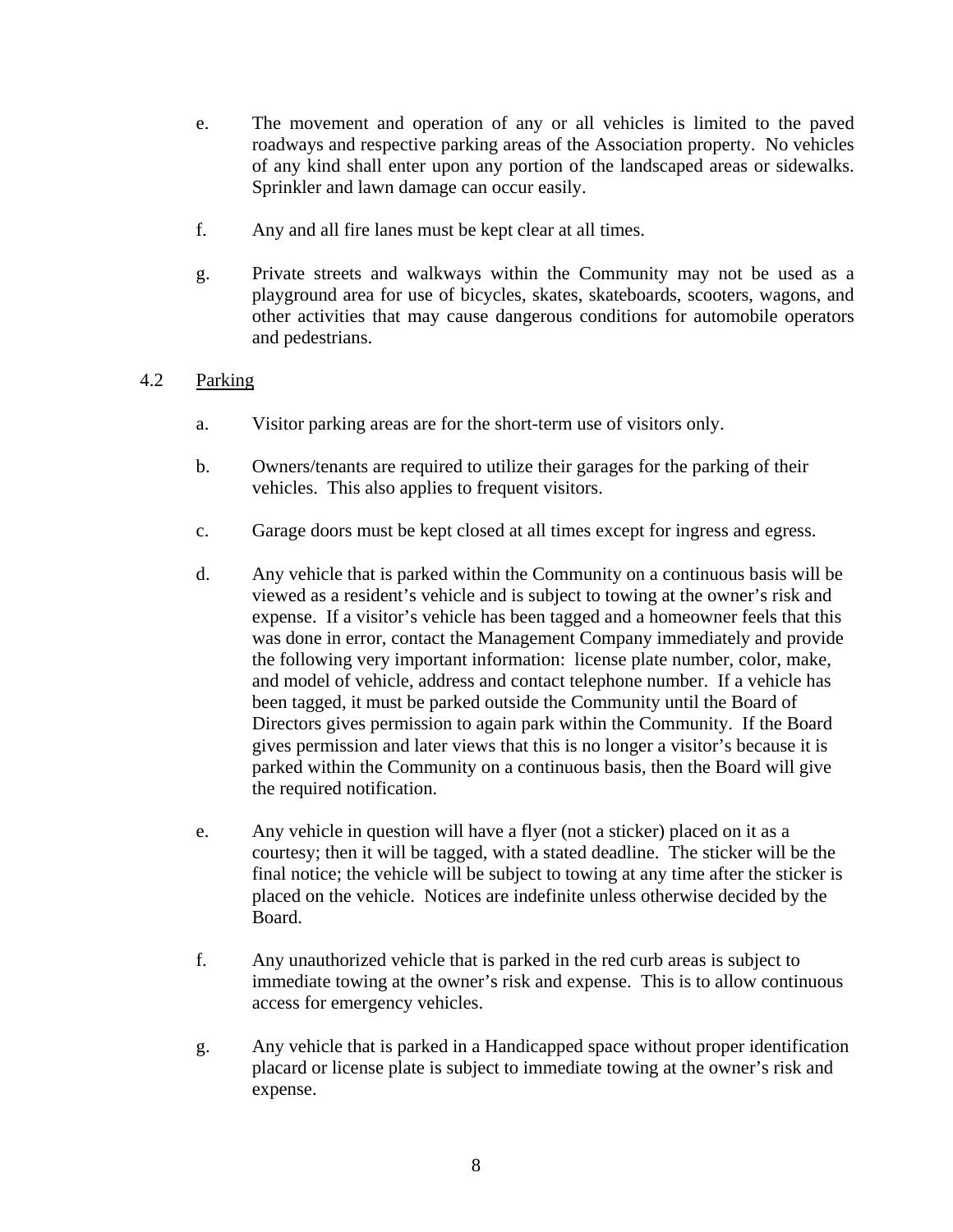e. The movement and operation of any or all vehicles is limited to the paved roadways and respective parking areas of the Association property. No vehicles of any kind shall enter upon any portion of the landscaped areas or sidewalks. Sprinkler and lawn damage can occur easily.

f. Any and all fire lanes must be kept clear at all times.

g. Private streets and walkways within the Community may not be used as a playground area for use of bicycles, skates, skateboards, scooters, wagons, and other activities that may cause dangerous conditions for automobile operators and pedestrians.

4.2 <u>Parking</u>

a. Visitor parking areas are for the short-term use of visitors only.

b. Owners/tenants are required to utilize their garages for the parking of their vehicles. This also applies to frequent visitors.

c. Garage doors must be kept closed at all times except for ingress and egress.

d. Any vehicle that is parked within the Community on a continuous basis will be viewed as a resident's vehicle and is subject to towing at the owner's risk and expense. If a visitor's vehicle has been tagged and a homeowner feels that this was done in error, contact the Management Company immediately and provide the following very important information: license plate number, color, make, and model of vehicle, address and contact telephone number. If a vehicle has been tagged, it must be parked outside the Community until the Board of Directors gives permission to again park within the Community. If the Board gives permission and later views that this is no longer a visitor's because it is parked within the Community on a continuous basis, then the Board will give the required notification.

e. Any vehicle in question will have a flyer (not a sticker) placed on it as a courtesy; then it will be tagged, with a stated deadline. The sticker will be the final notice; the vehicle will be subject to towing at any time after the sticker is placed on the vehicle. Notices are indefinite unless otherwise decided by the Board.

f. Any unauthorized vehicle that is parked in the red curb areas is subject to immediate towing at the owner's risk and expense. This is to allow continuous access for emergency vehicles.

g. Any vehicle that is parked in a Handicapped space without proper identification placard or license plate is subject to immediate towing at the owner's risk and expense.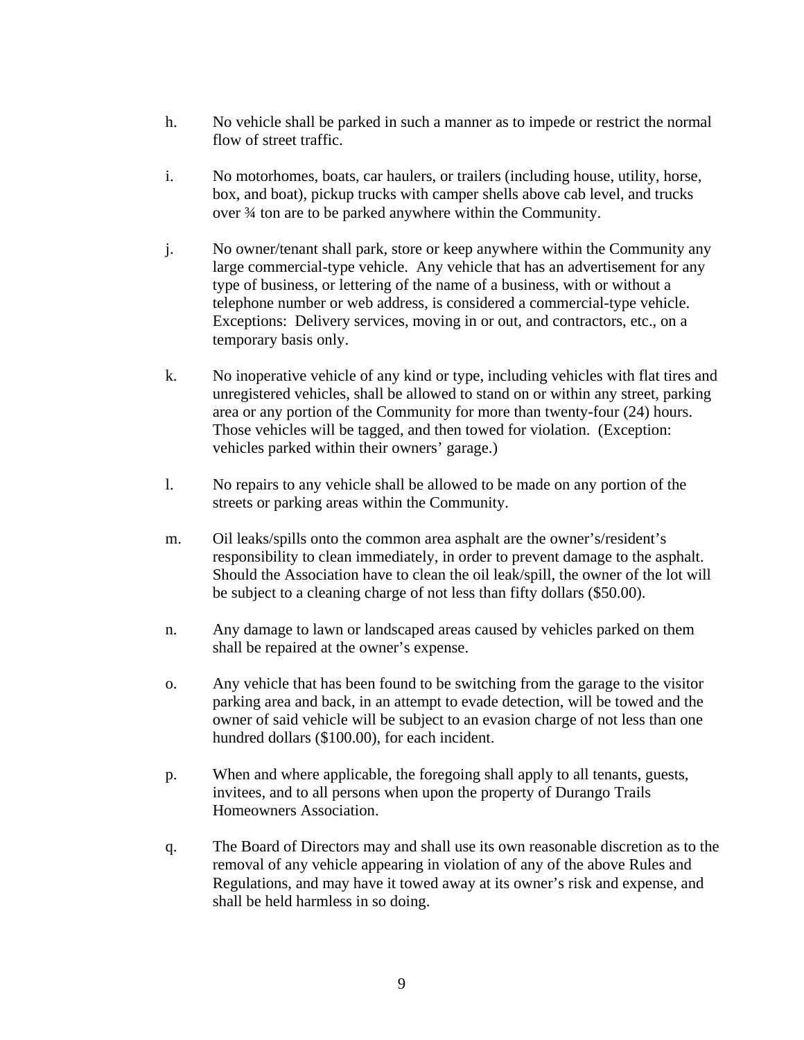h. No vehicle shall be parked in such a manner as to impede or restrict the normal flow of street traffic.

i. No motorhomes, boats, car haulers, or trailers (including house, utility, horse, box, and boat), pickup trucks with camper shells above cab level, and trucks over ¾ ton are to be parked anywhere within the Community.

j. No owner/tenant shall park, store or keep anywhere within the Community any large commercial-type vehicle. Any vehicle that has an advertisement for any type of business, or lettering of the name of a business, with or without a telephone number or web address, is considered a commercial-type vehicle. Exceptions: Delivery services, moving in or out, and contractors, etc., on a temporary basis only.

k. No inoperative vehicle of any kind or type, including vehicles with flat tires and unregistered vehicles, shall be allowed to stand on or within any street, parking area or any portion of the Community for more than twenty-four (24) hours. Those vehicles will be tagged, and then towed for violation. (Exception: vehicles parked within their owners' garage.)

l. No repairs to any vehicle shall be allowed to be made on any portion of the streets or parking areas within the Community.

m. Oil leaks/spills onto the common area asphalt are the owner's/resident's responsibility to clean immediately, in order to prevent damage to the asphalt. Should the Association have to clean the oil leak/spill, the owner of the lot will be subject to a cleaning charge of not less than fifty dollars ($50.00).

n. Any damage to lawn or landscaped areas caused by vehicles parked on them shall be repaired at the owner's expense.

o. Any vehicle that has been found to be switching from the garage to the visitor parking area and back, in an attempt to evade detection, will be towed and the owner of said vehicle will be subject to an evasion charge of not less than one hundred dollars ($100.00), for each incident.

p. When and where applicable, the foregoing shall apply to all tenants, guests, invitees, and to all persons when upon the property of Durango Trails Homeowners Association.

q. The Board of Directors may and shall use its own reasonable discretion as to the removal of any vehicle appearing in violation of any of the above Rules and Regulations, and may have it towed away at its owner's risk and expense, and shall be held harmless in so doing.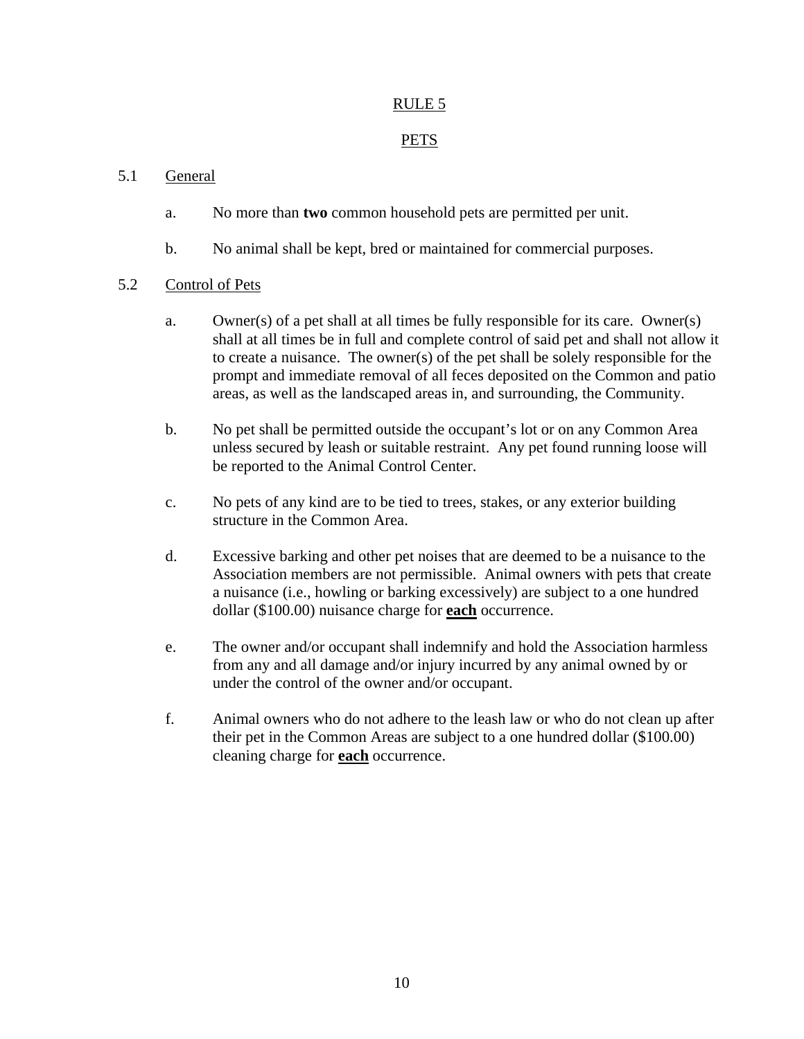# RULE 5

## PETS

### 5.1 General

a. No more than **two** common household pets are permitted per unit.

b. No animal shall be kept, bred or maintained for commercial purposes.

### 5.2 Control of Pets

a. Owner(s) of a pet shall at all times be fully responsible for its care. Owner(s) shall at all times be in full and complete control of said pet and shall not allow it to create a nuisance. The owner(s) of the pet shall be solely responsible for the prompt and immediate removal of all feces deposited on the Common and patio areas, as well as the landscaped areas in, and surrounding, the Community.

b. No pet shall be permitted outside the occupant's lot or on any Common Area unless secured by leash or suitable restraint. Any pet found running loose will be reported to the Animal Control Center.

c. No pets of any kind are to be tied to trees, stakes, or any exterior building structure in the Common Area.

d. Excessive barking and other pet noises that are deemed to be a nuisance to the Association members are not permissible. Animal owners with pets that create a nuisance (i.e., howling or barking excessively) are subject to a one hundred dollar ($100.00) nuisance charge for **each** occurrence.

e. The owner and/or occupant shall indemnify and hold the Association harmless from any and all damage and/or injury incurred by any animal owned by or under the control of the owner and/or occupant.

f. Animal owners who do not adhere to the leash law or who do not clean up after their pet in the Common Areas are subject to a one hundred dollar ($100.00) cleaning charge for **each** occurrence.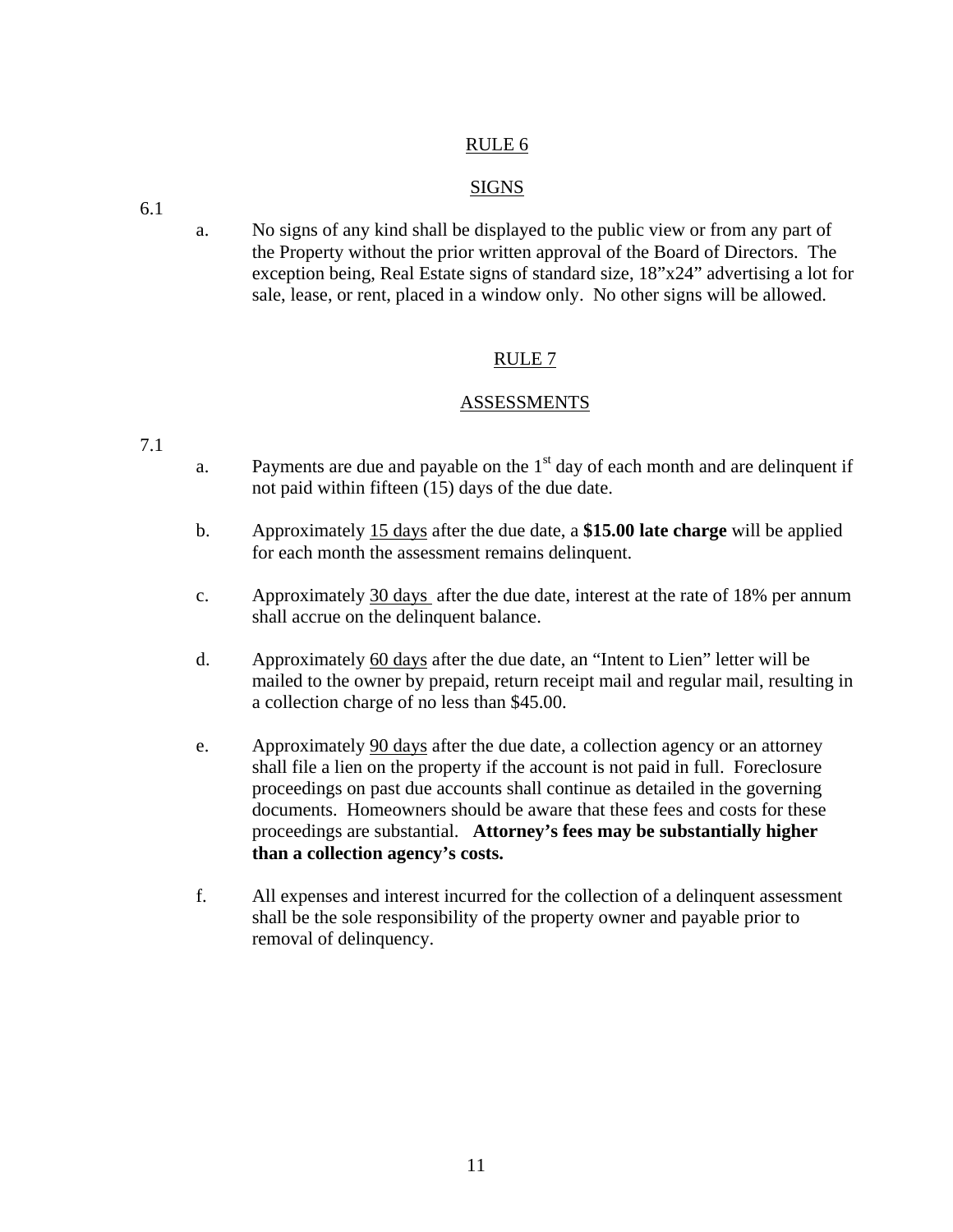## RULE 6

## SIGNS

6.1

a. No signs of any kind shall be displayed to the public view or from any part of the Property without the prior written approval of the Board of Directors. The exception being, Real Estate signs of standard size, 18”x24” advertising a lot for sale, lease, or rent, placed in a window only. No other signs will be allowed.

## RULE 7

## ASSESSMENTS

7.1

a. Payments are due and payable on the 1st day of each month and are delinquent if not paid within fifteen (15) days of the due date.

b. Approximately 15 days after the due date, a **$15.00 late charge** will be applied for each month the assessment remains delinquent.

c. Approximately 30 days after the due date, interest at the rate of 18% per annum shall accrue on the delinquent balance.

d. Approximately 60 days after the due date, an “Intent to Lien” letter will be mailed to the owner by prepaid, return receipt mail and regular mail, resulting in a collection charge of no less than $45.00.

e. Approximately 90 days after the due date, a collection agency or an attorney shall file a lien on the property if the account is not paid in full. Foreclosure proceedings on past due accounts shall continue as detailed in the governing documents. Homeowners should be aware that these fees and costs for these proceedings are substantial. **Attorney’s fees may be substantially higher than a collection agency’s costs.**

f. All expenses and interest incurred for the collection of a delinquent assessment shall be the sole responsibility of the property owner and payable prior to removal of delinquency.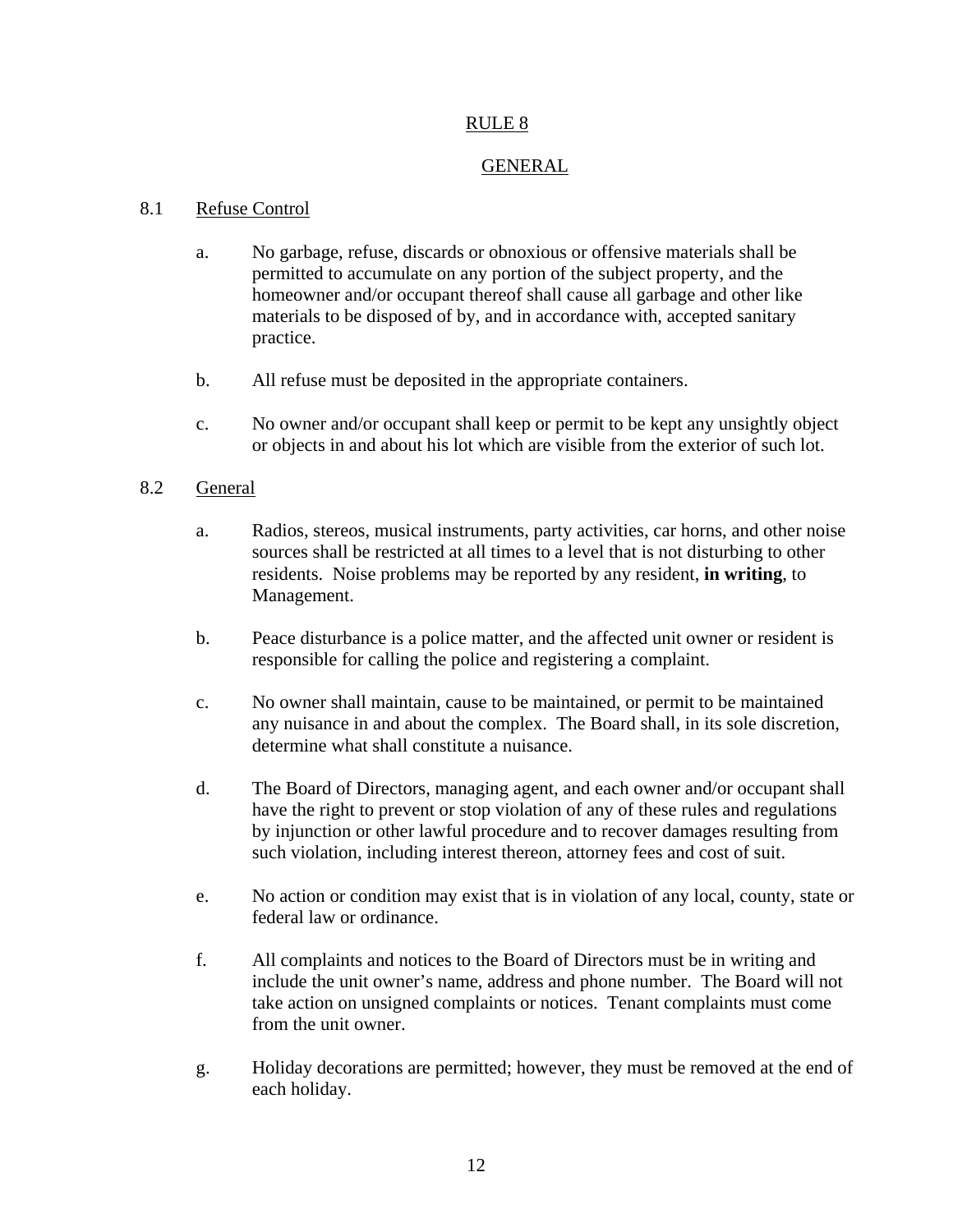# RULE 8

## GENERAL

### 8.1 Refuse Control

a. No garbage, refuse, discards or obnoxious or offensive materials shall be permitted to accumulate on any portion of the subject property, and the homeowner and/or occupant thereof shall cause all garbage and other like materials to be disposed of by, and in accordance with, accepted sanitary practice.

b. All refuse must be deposited in the appropriate containers.

c. No owner and/or occupant shall keep or permit to be kept any unsightly object or objects in and about his lot which are visible from the exterior of such lot.

### 8.2 General

a. Radios, stereos, musical instruments, party activities, car horns, and other noise sources shall be restricted at all times to a level that is not disturbing to other residents. Noise problems may be reported by any resident, **in writing**, to Management.

b. Peace disturbance is a police matter, and the affected unit owner or resident is responsible for calling the police and registering a complaint.

c. No owner shall maintain, cause to be maintained, or permit to be maintained any nuisance in and about the complex. The Board shall, in its sole discretion, determine what shall constitute a nuisance.

d. The Board of Directors, managing agent, and each owner and/or occupant shall have the right to prevent or stop violation of any of these rules and regulations by injunction or other lawful procedure and to recover damages resulting from such violation, including interest thereon, attorney fees and cost of suit.

e. No action or condition may exist that is in violation of any local, county, state or federal law or ordinance.

f. All complaints and notices to the Board of Directors must be in writing and include the unit owner's name, address and phone number. The Board will not take action on unsigned complaints or notices. Tenant complaints must come from the unit owner.

g. Holiday decorations are permitted; however, they must be removed at the end of each holiday.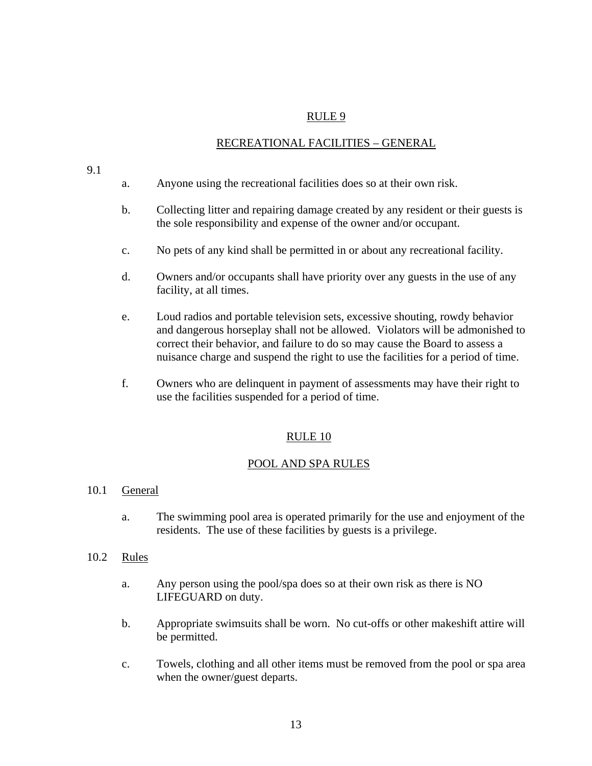## RULE 9

## RECREATIONAL FACILITIES – GENERAL

9.1

a. Anyone using the recreational facilities does so at their own risk.

b. Collecting litter and repairing damage created by any resident or their guests is the sole responsibility and expense of the owner and/or occupant.

c. No pets of any kind shall be permitted in or about any recreational facility.

d. Owners and/or occupants shall have priority over any guests in the use of any facility, at all times.

e. Loud radios and portable television sets, excessive shouting, rowdy behavior and dangerous horseplay shall not be allowed. Violators will be admonished to correct their behavior, and failure to do so may cause the Board to assess a nuisance charge and suspend the right to use the facilities for a period of time.

f. Owners who are delinquent in payment of assessments may have their right to use the facilities suspended for a period of time.

## RULE 10

## POOL AND SPA RULES

10.1 General

a. The swimming pool area is operated primarily for the use and enjoyment of the residents. The use of these facilities by guests is a privilege.

10.2 Rules

a. Any person using the pool/spa does so at their own risk as there is NO LIFEGUARD on duty.

b. Appropriate swimsuits shall be worn. No cut-offs or other makeshift attire will be permitted.

c. Towels, clothing and all other items must be removed from the pool or spa area when the owner/guest departs.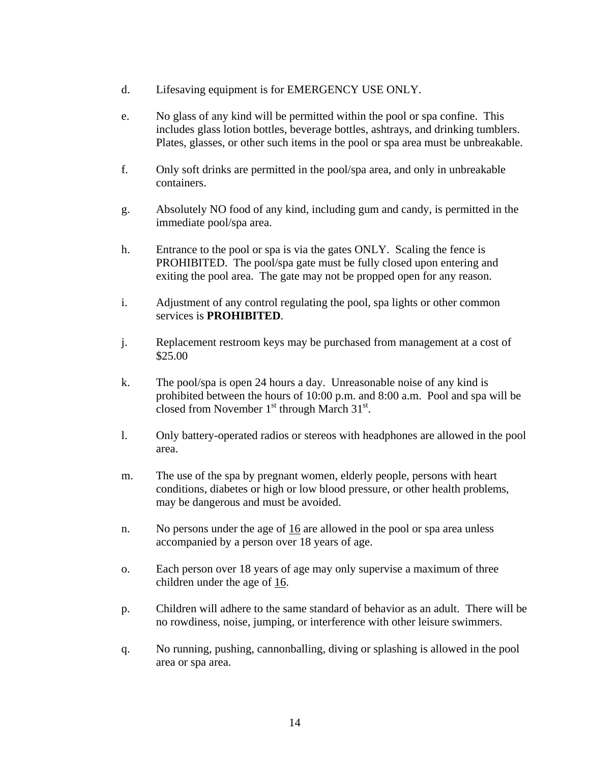d. Lifesaving equipment is for EMERGENCY USE ONLY.

e. No glass of any kind will be permitted within the pool or spa confine. This includes glass lotion bottles, beverage bottles, ashtrays, and drinking tumblers. Plates, glasses, or other such items in the pool or spa area must be unbreakable.

f. Only soft drinks are permitted in the pool/spa area, and only in unbreakable containers.

g. Absolutely NO food of any kind, including gum and candy, is permitted in the immediate pool/spa area.

h. Entrance to the pool or spa is via the gates ONLY. Scaling the fence is PROHIBITED. The pool/spa gate must be fully closed upon entering and exiting the pool area. The gate may not be propped open for any reason.

i. Adjustment of any control regulating the pool, spa lights or other common services is **PROHIBITED**.

j. Replacement restroom keys may be purchased from management at a cost of $25.00

k. The pool/spa is open 24 hours a day. Unreasonable noise of any kind is prohibited between the hours of 10:00 p.m. and 8:00 a.m. Pool and spa will be closed from November 1st through March 31st.

l. Only battery-operated radios or stereos with headphones are allowed in the pool area.

m. The use of the spa by pregnant women, elderly people, persons with heart conditions, diabetes or high or low blood pressure, or other health problems, may be dangerous and must be avoided.

n. No persons under the age of 16 are allowed in the pool or spa area unless accompanied by a person over 18 years of age.

o. Each person over 18 years of age may only supervise a maximum of three children under the age of 16.

p. Children will adhere to the same standard of behavior as an adult. There will be no rowdiness, noise, jumping, or interference with other leisure swimmers.

q. No running, pushing, cannonballing, diving or splashing is allowed in the pool area or spa area.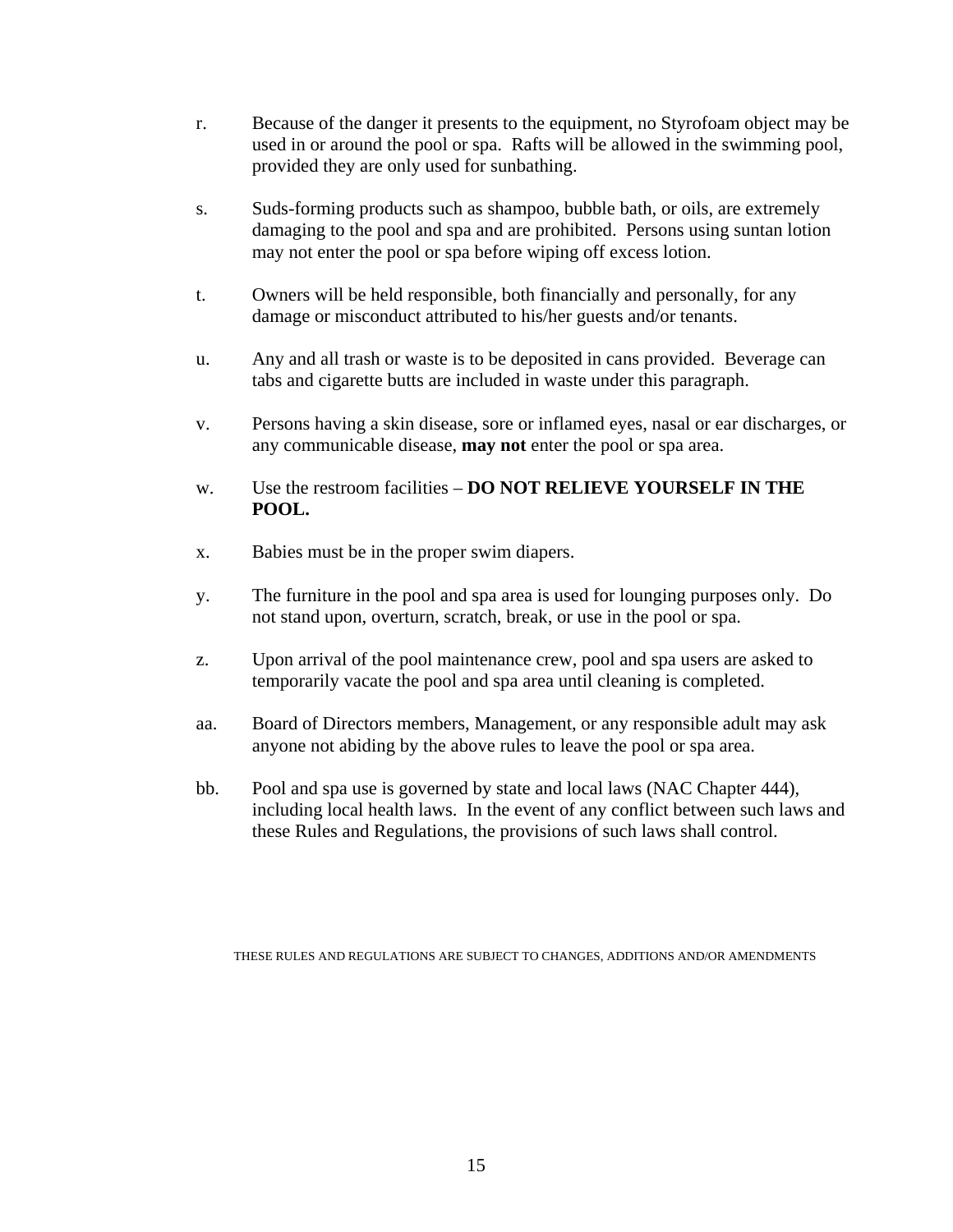r. Because of the danger it presents to the equipment, no Styrofoam object may be used in or around the pool or spa. Rafts will be allowed in the swimming pool, provided they are only used for sunbathing.

s. Suds-forming products such as shampoo, bubble bath, or oils, are extremely damaging to the pool and spa and are prohibited. Persons using suntan lotion may not enter the pool or spa before wiping off excess lotion.

t. Owners will be held responsible, both financially and personally, for any damage or misconduct attributed to his/her guests and/or tenants.

u. Any and all trash or waste is to be deposited in cans provided. Beverage can tabs and cigarette butts are included in waste under this paragraph.

v. Persons having a skin disease, sore or inflamed eyes, nasal or ear discharges, or any communicable disease, **may not** enter the pool or spa area.

w. Use the restroom facilities – **DO NOT RELIEVE YOURSELF IN THE POOL.**

x. Babies must be in the proper swim diapers.

y. The furniture in the pool and spa area is used for lounging purposes only. Do not stand upon, overturn, scratch, break, or use in the pool or spa.

z. Upon arrival of the pool maintenance crew, pool and spa users are asked to temporarily vacate the pool and spa area until cleaning is completed.

aa. Board of Directors members, Management, or any responsible adult may ask anyone not abiding by the above rules to leave the pool or spa area.

bb. Pool and spa use is governed by state and local laws (NAC Chapter 444), including local health laws. In the event of any conflict between such laws and these Rules and Regulations, the provisions of such laws shall control.

THESE RULES AND REGULATIONS ARE SUBJECT TO CHANGES, ADDITIONS AND/OR AMENDMENTS